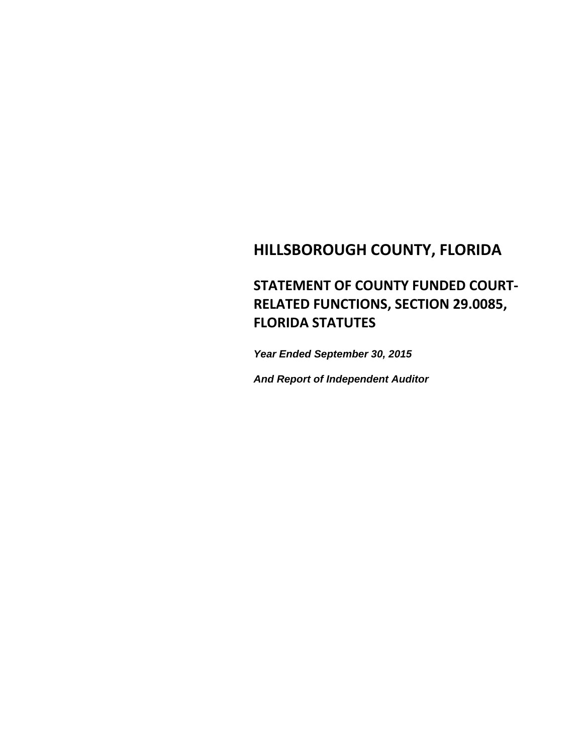# HILLSBOROUGH COUNTY, FLORIDA

## STATEMENT OF COUNTY FUNDED COURT-RELATED FUNCTIONS, SECTION 29.0085, FLORIDA STATUTES

***Year Ended September 30, 2015***

***And Report of Independent Auditor***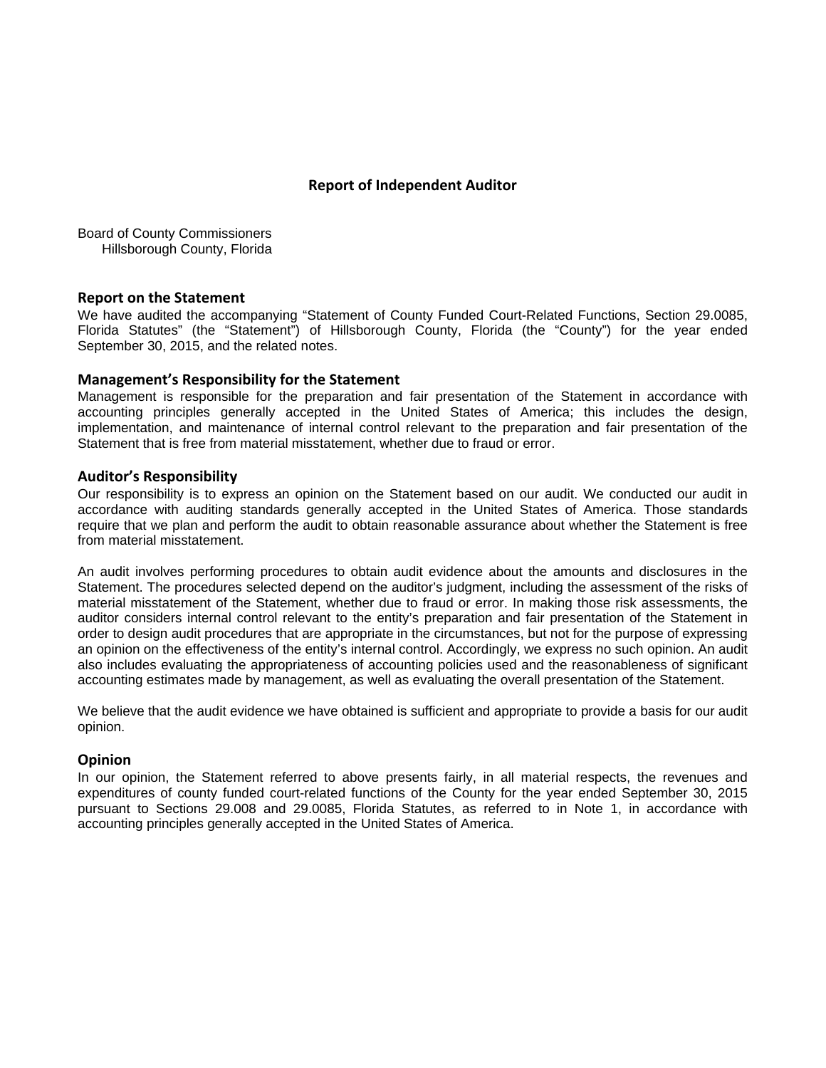# Report of Independent Auditor

Board of County Commissioners
Hillsborough County, Florida

## Report on the Statement

We have audited the accompanying "Statement of County Funded Court-Related Functions, Section 29.0085, Florida Statutes" (the "Statement") of Hillsborough County, Florida (the "County") for the year ended September 30, 2015, and the related notes.

## Management's Responsibility for the Statement

Management is responsible for the preparation and fair presentation of the Statement in accordance with accounting principles generally accepted in the United States of America; this includes the design, implementation, and maintenance of internal control relevant to the preparation and fair presentation of the Statement that is free from material misstatement, whether due to fraud or error.

## Auditor's Responsibility

Our responsibility is to express an opinion on the Statement based on our audit. We conducted our audit in accordance with auditing standards generally accepted in the United States of America. Those standards require that we plan and perform the audit to obtain reasonable assurance about whether the Statement is free from material misstatement.

An audit involves performing procedures to obtain audit evidence about the amounts and disclosures in the Statement. The procedures selected depend on the auditor's judgment, including the assessment of the risks of material misstatement of the Statement, whether due to fraud or error. In making those risk assessments, the auditor considers internal control relevant to the entity's preparation and fair presentation of the Statement in order to design audit procedures that are appropriate in the circumstances, but not for the purpose of expressing an opinion on the effectiveness of the entity's internal control. Accordingly, we express no such opinion. An audit also includes evaluating the appropriateness of accounting policies used and the reasonableness of significant accounting estimates made by management, as well as evaluating the overall presentation of the Statement.

We believe that the audit evidence we have obtained is sufficient and appropriate to provide a basis for our audit opinion.

## Opinion

In our opinion, the Statement referred to above presents fairly, in all material respects, the revenues and expenditures of county funded court-related functions of the County for the year ended September 30, 2015 pursuant to Sections 29.008 and 29.0085, Florida Statutes, as referred to in Note 1, in accordance with accounting principles generally accepted in the United States of America.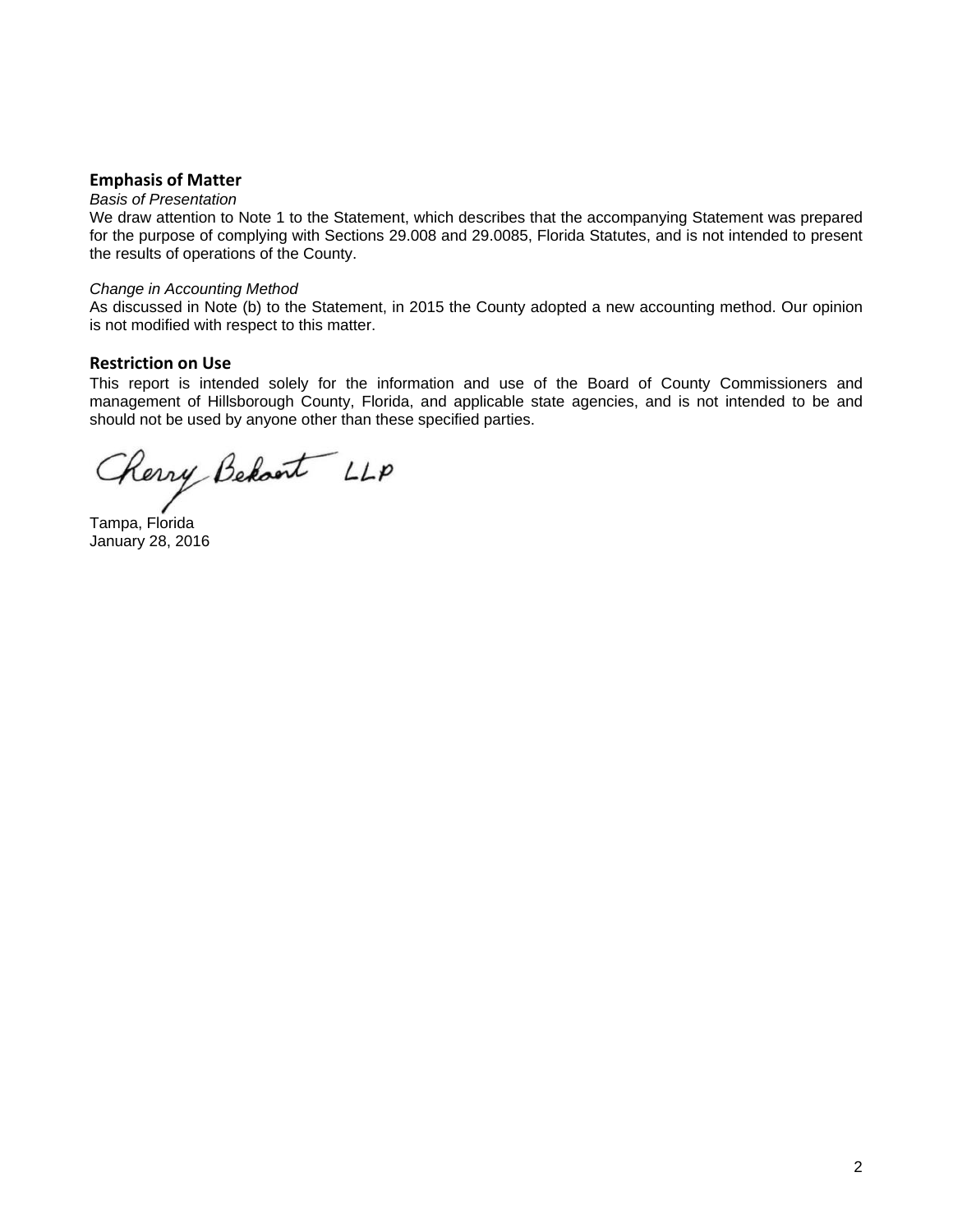## Emphasis of Matter

*Basis of Presentation*

We draw attention to Note 1 to the Statement, which describes that the accompanying Statement was prepared for the purpose of complying with Sections 29.008 and 29.0085, Florida Statutes, and is not intended to present the results of operations of the County.

*Change in Accounting Method*

As discussed in Note (b) to the Statement, in 2015 the County adopted a new accounting method. Our opinion is not modified with respect to this matter.

## Restriction on Use

This report is intended solely for the information and use of the Board of County Commissioners and management of Hillsborough County, Florida, and applicable state agencies, and is not intended to be and should not be used by anyone other than these specified parties.

Cherry Bekaert LLP

Tampa, Florida
January 28, 2016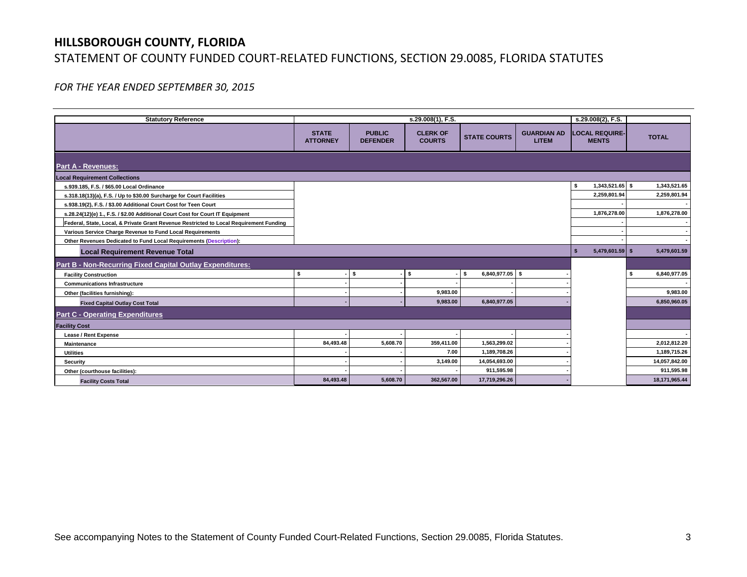# HILLSBOROUGH COUNTY, FLORIDA

## STATEMENT OF COUNTY FUNDED COURT-RELATED FUNCTIONS, SECTION 29.0085, FLORIDA STATUTES

*FOR THE YEAR ENDED SEPTEMBER 30, 2015*

| Statutory Reference | s.29.008(1), F.S. | | | | | s.29.008(2), F.S. | |
|---|---|---|---|---|---|---|---|
| | STATE ATTORNEY | PUBLIC DEFENDER | CLERK OF COURTS | STATE COURTS | GUARDIAN AD LITEM | LOCAL REQUIRE-MENTS | TOTAL |
| **Part A - Revenues:** | | | | | | | |
| **Local Requirement Collections** | | | | | | | |
| s.939.185, F.S. / $65.00 Local Ordinance | | | | | | $ 1,343,521.65 | $ 1,343,521.65 |
| s.318.18(13)(a), F.S. / Up to $30.00 Surcharge for Court Facilities | | | | | | 2,259,801.94 | 2,259,801.94 |
| s.938.19(2), F.S. / $3.00 Additional Court Cost for Teen Court | | | | | | - | - |
| s.28.24(12)(e) 1., F.S. / $2.00 Additional Court Cost for Court IT Equipment | | | | | | 1,876,278.00 | 1,876,278.00 |
| Federal, State, Local, & Private Grant Revenue Restricted to Local Requirement Funding | | | | | | - | - |
| Various Service Charge Revenue to Fund Local Requirements | | | | | | - | - |
| Other Revenues Dedicated to Fund Local Requirements (Description): | | | | | | - | - |
| **Local Requirement Revenue Total** | | | | | | $ 5,479,601.59 | $ 5,479,601.59 |
| **Part B - Non-Recurring Fixed Capital Outlay Expenditures:** | | | | | | | |
| Facility Construction | $ - | $ - | $ - | $ 6,840,977.05 | $ - | | $ 6,840,977.05 |
| Communications Infrastructure | - | - | - | - | - | | - |
| Other (facilities furnishing): | - | - | 9,983.00 | - | - | | 9,983.00 |
| **Fixed Capital Outlay Cost Total** | - | - | 9,983.00 | 6,840,977.05 | - | | 6,850,960.05 |
| **Part C - Operating Expenditures** | | | | | | | |
| **Facility Cost** | | | | | | | |
| Lease / Rent Expense | - | - | - | - | - | | - |
| Maintenance | 84,493.48 | 5,608.70 | 359,411.00 | 1,563,299.02 | - | | 2,012,812.20 |
| Utilities | - | - | 7.00 | 1,189,708.26 | - | | 1,189,715.26 |
| Security | - | - | 3,149.00 | 14,054,693.00 | - | | 14,057,842.00 |
| Other (courthouse facilities): | - | - | - | 911,595.98 | - | | 911,595.98 |
| **Facility Costs Total** | 84,493.48 | 5,608.70 | 362,567.00 | 17,719,296.26 | - | | 18,171,965.44 |

See accompanying Notes to the Statement of County Funded Court-Related Functions, Section 29.0085, Florida Statutes.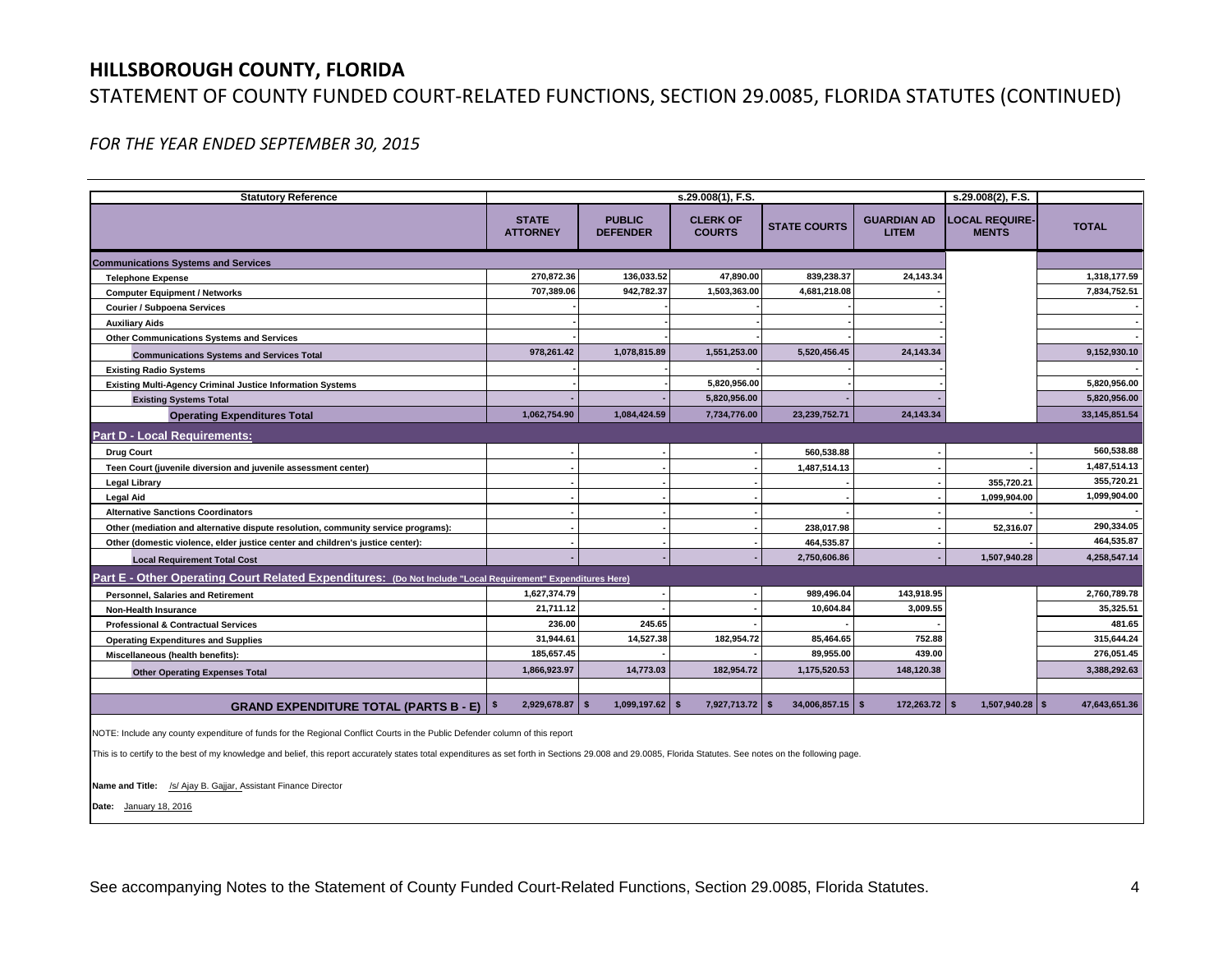# HILLSBOROUGH COUNTY, FLORIDA

## STATEMENT OF COUNTY FUNDED COURT-RELATED FUNCTIONS, SECTION 29.0085, FLORIDA STATUTES (CONTINUED)

*FOR THE YEAR ENDED SEPTEMBER 30, 2015*

| Statutory Reference | s.29.008(1), F.S. | | | | | s.29.008(2), F.S. | |
|---|---|---|---|---|---|---|---|
| | STATE ATTORNEY | PUBLIC DEFENDER | CLERK OF COURTS | STATE COURTS | GUARDIAN AD LITEM | LOCAL REQUIRE-MENTS | TOTAL |
| **Communications Systems and Services** | | | | | | | |
| Telephone Expense | 270,872.36 | 136,033.52 | 47,890.00 | 839,238.37 | 24,143.34 | | 1,318,177.59 |
| Computer Equipment / Networks | 707,389.06 | 942,782.37 | 1,503,363.00 | 4,681,218.08 | - | | 7,834,752.51 |
| Courier / Subpoena Services | - | - | - | - | - | | - |
| Auxiliary Aids | - | - | - | - | - | | - |
| Other Communications Systems and Services | - | - | - | - | - | | - |
| Communications Systems and Services Total | 978,261.42 | 1,078,815.89 | 1,551,253.00 | 5,520,456.45 | 24,143.34 | | 9,152,930.10 |
| Existing Radio Systems | - | - | - | - | - | | - |
| Existing Multi-Agency Criminal Justice Information Systems | - | - | 5,820,956.00 | - | - | | 5,820,956.00 |
| Existing Systems Total | - | - | 5,820,956.00 | - | - | | 5,820,956.00 |
| **Operating Expenditures Total** | 1,062,754.90 | 1,084,424.59 | 7,734,776.00 | 23,239,752.71 | 24,143.34 | | 33,145,851.54 |
| **Part D - Local Requirements:** | | | | | | | |
| Drug Court | - | - | - | 560,538.88 | - | - | 560,538.88 |
| Teen Court (juvenile diversion and juvenile assessment center) | - | - | - | 1,487,514.13 | - | - | 1,487,514.13 |
| Legal Library | - | - | - | - | - | 355,720.21 | 355,720.21 |
| Legal Aid | - | - | - | - | - | 1,099,904.00 | 1,099,904.00 |
| Alternative Sanctions Coordinators | - | - | - | - | - | - | - |
| Other (mediation and alternative dispute resolution, community service programs): | - | - | - | 238,017.98 | - | 52,316.07 | 290,334.05 |
| Other (domestic violence, elder justice center and children's justice center): | - | - | - | 464,535.87 | - | - | 464,535.87 |
| Local Requirement Total Cost | - | - | - | 2,750,606.86 | - | 1,507,940.28 | 4,258,547.14 |
| **Part E - Other Operating Court Related Expenditures:** (Do Not Include "Local Requirement" Expenditures Here) | | | | | | | |
| Personnel, Salaries and Retirement | 1,627,374.79 | - | - | 989,496.04 | 143,918.95 | | 2,760,789.78 |
| Non-Health Insurance | 21,711.12 | - | - | 10,604.84 | 3,009.55 | | 35,325.51 |
| Professional & Contractual Services | 236.00 | 245.65 | - | - | - | | 481.65 |
| Operating Expenditures and Supplies | 31,944.61 | 14,527.38 | 182,954.72 | 85,464.65 | 752.88 | | 315,644.24 |
| Miscellaneous (health benefits): | 185,657.45 | - | - | 89,955.00 | 439.00 | | 276,051.45 |
| Other Operating Expenses Total | 1,866,923.97 | 14,773.03 | 182,954.72 | 1,175,520.53 | 148,120.38 | | 3,388,292.63 |
| | | | | | | | |
| **GRAND EXPENDITURE TOTAL (PARTS B - E)** | $ 2,929,678.87 | $ 1,099,197.62 | $ 7,927,713.72 | $ 34,006,857.15 | $ 172,263.72 | $ 1,507,940.28 | $ 47,643,651.36 |

NOTE: Include any county expenditure of funds for the Regional Conflict Courts in the Public Defender column of this report

This is to certify to the best of my knowledge and belief, this report accurately states total expenditures as set forth in Sections 29.008 and 29.0085, Florida Statutes. See notes on the following page.

**Name and Title:** /s/ Ajay B. Gajjar, Assistant Finance Director

**Date:** January 18, 2016

See accompanying Notes to the Statement of County Funded Court-Related Functions, Section 29.0085, Florida Statutes.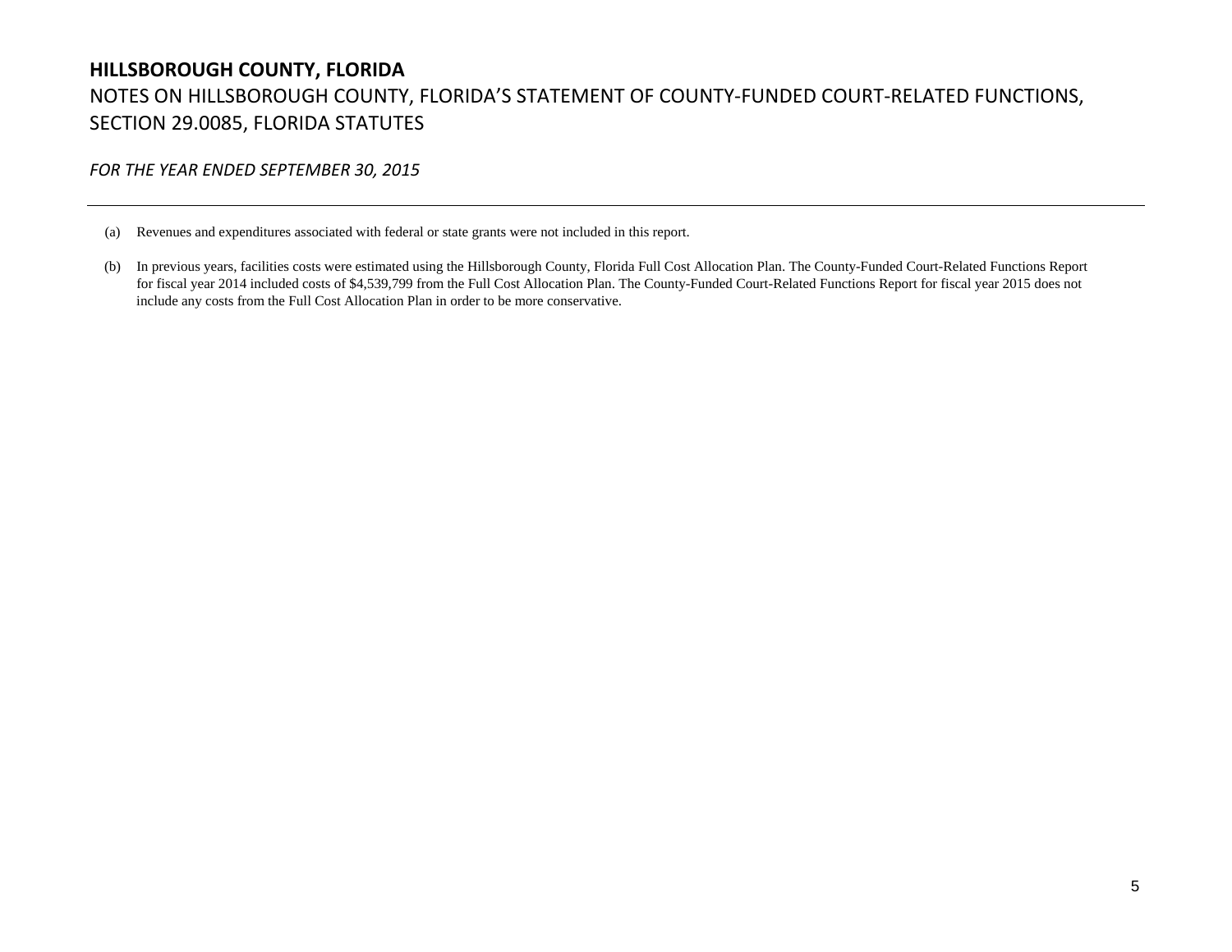# HILLSBOROUGH COUNTY, FLORIDA

## NOTES ON HILLSBOROUGH COUNTY, FLORIDA'S STATEMENT OF COUNTY-FUNDED COURT-RELATED FUNCTIONS, SECTION 29.0085, FLORIDA STATUTES

*FOR THE YEAR ENDED SEPTEMBER 30, 2015*

---

(a) Revenues and expenditures associated with federal or state grants were not included in this report.

(b) In previous years, facilities costs were estimated using the Hillsborough County, Florida Full Cost Allocation Plan. The County-Funded Court-Related Functions Report for fiscal year 2014 included costs of $4,539,799 from the Full Cost Allocation Plan. The County-Funded Court-Related Functions Report for fiscal year 2015 does not include any costs from the Full Cost Allocation Plan in order to be more conservative.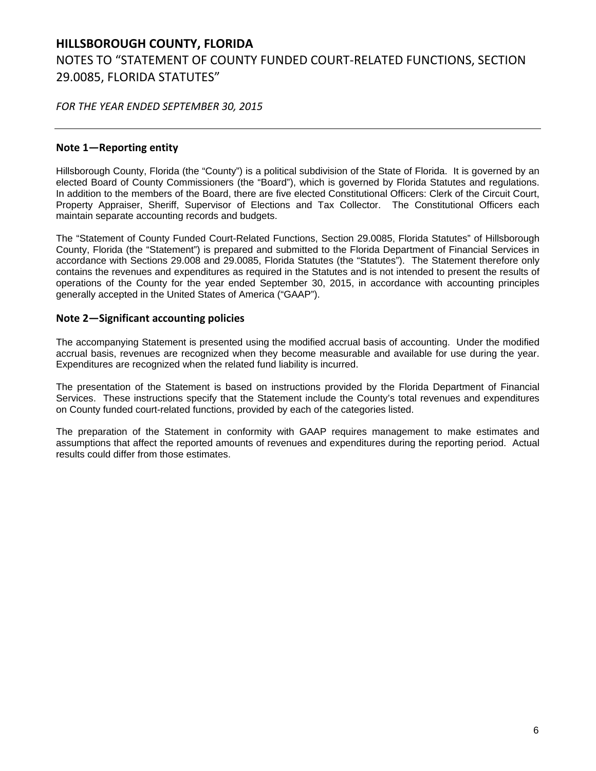# HILLSBOROUGH COUNTY, FLORIDA

NOTES TO "STATEMENT OF COUNTY FUNDED COURT-RELATED FUNCTIONS, SECTION 29.0085, FLORIDA STATUTES"

*FOR THE YEAR ENDED SEPTEMBER 30, 2015*

## Note 1—Reporting entity

Hillsborough County, Florida (the "County") is a political subdivision of the State of Florida. It is governed by an elected Board of County Commissioners (the "Board"), which is governed by Florida Statutes and regulations. In addition to the members of the Board, there are five elected Constitutional Officers: Clerk of the Circuit Court, Property Appraiser, Sheriff, Supervisor of Elections and Tax Collector. The Constitutional Officers each maintain separate accounting records and budgets.

The "Statement of County Funded Court-Related Functions, Section 29.0085, Florida Statutes" of Hillsborough County, Florida (the "Statement") is prepared and submitted to the Florida Department of Financial Services in accordance with Sections 29.008 and 29.0085, Florida Statutes (the "Statutes"). The Statement therefore only contains the revenues and expenditures as required in the Statutes and is not intended to present the results of operations of the County for the year ended September 30, 2015, in accordance with accounting principles generally accepted in the United States of America ("GAAP").

## Note 2—Significant accounting policies

The accompanying Statement is presented using the modified accrual basis of accounting. Under the modified accrual basis, revenues are recognized when they become measurable and available for use during the year. Expenditures are recognized when the related fund liability is incurred.

The presentation of the Statement is based on instructions provided by the Florida Department of Financial Services. These instructions specify that the Statement include the County's total revenues and expenditures on County funded court-related functions, provided by each of the categories listed.

The preparation of the Statement in conformity with GAAP requires management to make estimates and assumptions that affect the reported amounts of revenues and expenditures during the reporting period. Actual results could differ from those estimates.